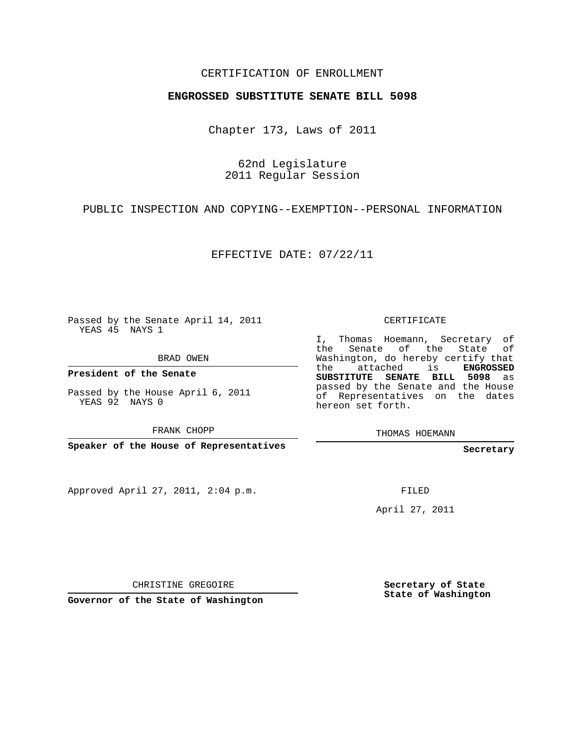CERTIFICATION OF ENROLLMENT

**ENGROSSED SUBSTITUTE SENATE BILL 5098**

Chapter 173, Laws of 2011

62nd Legislature
2011 Regular Session

PUBLIC INSPECTION AND COPYING--EXEMPTION--PERSONAL INFORMATION

EFFECTIVE DATE: 07/22/11

Passed by the Senate April 14, 2011
YEAS 45 NAYS 1

BRAD OWEN

**President of the Senate**

Passed by the House April 6, 2011
YEAS 92 NAYS 0

FRANK CHOPP

**Speaker of the House of Representatives**

Approved April 27, 2011, 2:04 p.m.

CHRISTINE GREGOIRE

**Governor of the State of Washington**

CERTIFICATE

I, Thomas Hoemann, Secretary of the Senate of the State of Washington, do hereby certify that the attached is **ENGROSSED SUBSTITUTE SENATE BILL 5098** as passed by the Senate and the House of Representatives on the dates hereon set forth.

THOMAS HOEMANN

**Secretary**

FILED

April 27, 2011

**Secretary of State**
**State of Washington**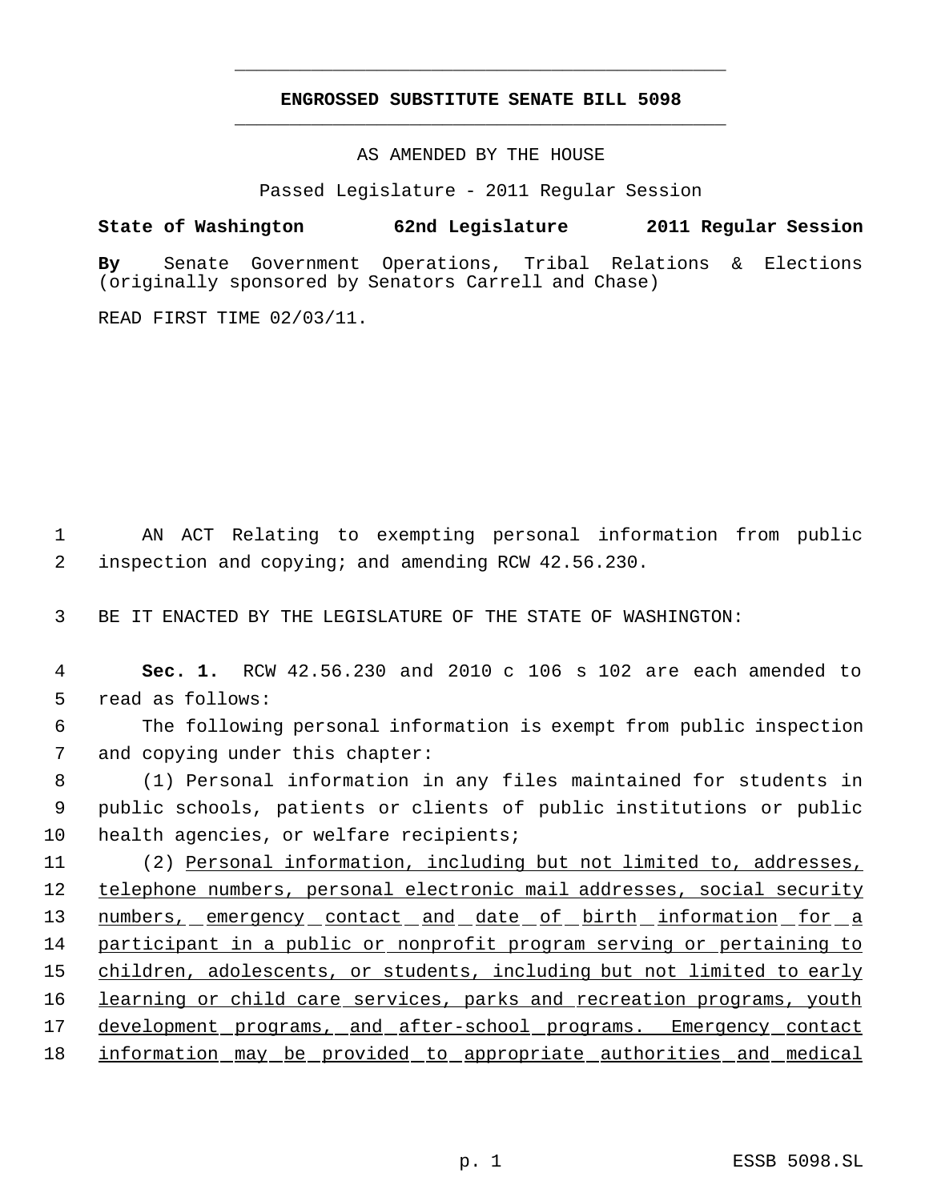**ENGROSSED SUBSTITUTE SENATE BILL 5098**

AS AMENDED BY THE HOUSE

Passed Legislature - 2011 Regular Session

**State of Washington 62nd Legislature 2011 Regular Session**

**By** Senate Government Operations, Tribal Relations & Elections (originally sponsored by Senators Carrell and Chase)

READ FIRST TIME 02/03/11.

1 AN ACT Relating to exempting personal information from public
2 inspection and copying; and amending RCW 42.56.230.

3 BE IT ENACTED BY THE LEGISLATURE OF THE STATE OF WASHINGTON:

4 **Sec. 1.** RCW 42.56.230 and 2010 c 106 s 102 are each amended to
5 read as follows:

6 The following personal information is exempt from public inspection
7 and copying under this chapter:

8 (1) Personal information in any files maintained for students in
9 public schools, patients or clients of public institutions or public
10 health agencies, or welfare recipients;

11 (2) <u>Personal information, including but not limited to, addresses,</u>
12 <u>telephone numbers, personal electronic mail addresses, social security</u>
13 <u>numbers, emergency contact and date of birth information for a</u>
14 <u>participant in a public or nonprofit program serving or pertaining to</u>
15 <u>children, adolescents, or students, including but not limited to early</u>
16 <u>learning or child care services, parks and recreation programs, youth</u>
17 <u>development programs, and after-school programs. Emergency contact</u>
18 <u>information may be provided to appropriate authorities and medical</u>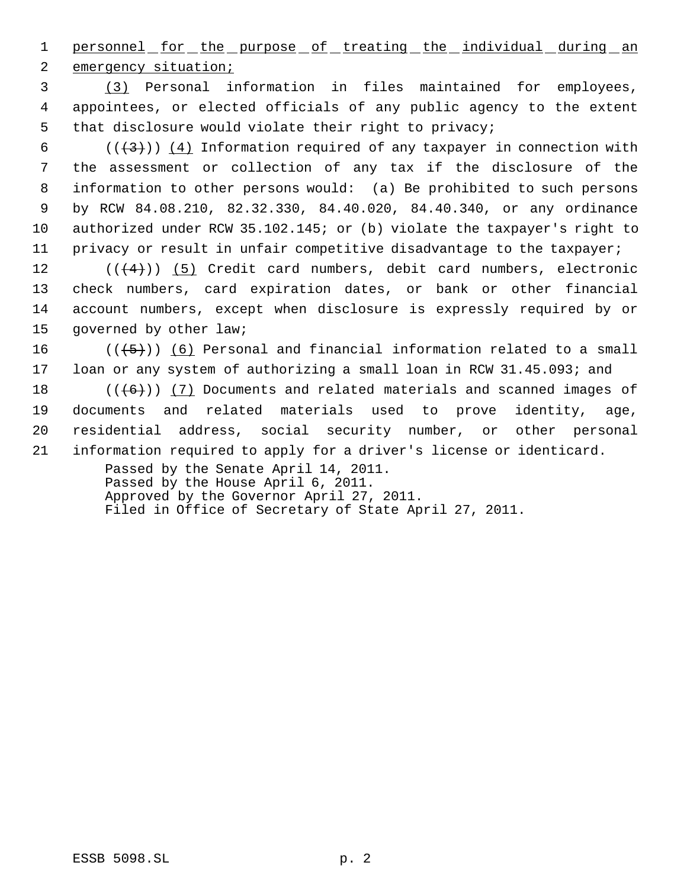personnel for the purpose of treating the individual during an emergency situation;

(3) Personal information in files maintained for employees, appointees, or elected officials of any public agency to the extent that disclosure would violate their right to privacy;

(((3))) (4) Information required of any taxpayer in connection with the assessment or collection of any tax if the disclosure of the information to other persons would: (a) Be prohibited to such persons by RCW 84.08.210, 82.32.330, 84.40.020, 84.40.340, or any ordinance authorized under RCW 35.102.145; or (b) violate the taxpayer's right to privacy or result in unfair competitive disadvantage to the taxpayer;

(((4))) (5) Credit card numbers, debit card numbers, electronic check numbers, card expiration dates, or bank or other financial account numbers, except when disclosure is expressly required by or governed by other law;

(((5))) (6) Personal and financial information related to a small loan or any system of authorizing a small loan in RCW 31.45.093; and

(((6))) (7) Documents and related materials and scanned images of documents and related materials used to prove identity, age, residential address, social security number, or other personal information required to apply for a driver's license or identicard.

Passed by the Senate April 14, 2011.
Passed by the House April 6, 2011.
Approved by the Governor April 27, 2011.
Filed in Office of Secretary of State April 27, 2011.